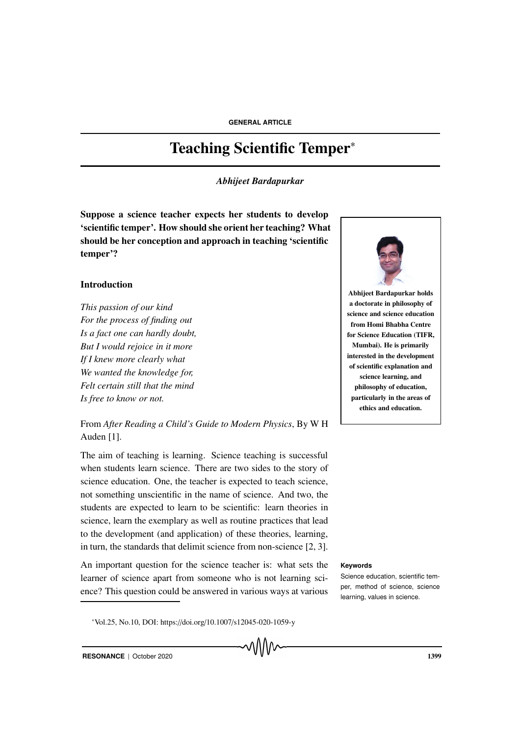GENERAL ARTICLE

# Teaching Scientific Temper*

*Abhijeet Bardapurkar*

**Suppose a science teacher expects her students to develop 'scientific temper'. How should she orient her teaching? What should be her conception and approach in teaching 'scientific temper'?**

**Abhijeet Bardapurkar holds a doctorate in philosophy of science and science education from Homi Bhabha Centre for Science Education (TIFR, Mumbai). He is primarily interested in the development of scientific explanation and science learning, and philosophy of education, particularly in the areas of ethics and education.**

## Introduction

*This passion of our kind*
*For the process of finding out*
*Is a fact one can hardly doubt,*
*But I would rejoice in it more*
*If I knew more clearly what*
*We wanted the knowledge for,*
*Felt certain still that the mind*
*Is free to know or not.*

From *After Reading a Child's Guide to Modern Physics*, By W H Auden [1].

The aim of teaching is learning. Science teaching is successful when students learn science. There are two sides to the story of science education. One, the teacher is expected to teach science, not something unscientific in the name of science. And two, the students are expected to learn to be scientific: learn theories in science, learn the exemplary as well as routine practices that lead to the development (and application) of these theories, learning, in turn, the standards that delimit science from non-science [2, 3].

An important question for the science teacher is: what sets the learner of science apart from someone who is not learning science? This question could be answered in various ways at various

**Keywords**

Science education, scientific temper, method of science, science learning, values in science.

*Vol.25, No.10, DOI: https://doi.org/10.1007/s12045-020-1059-y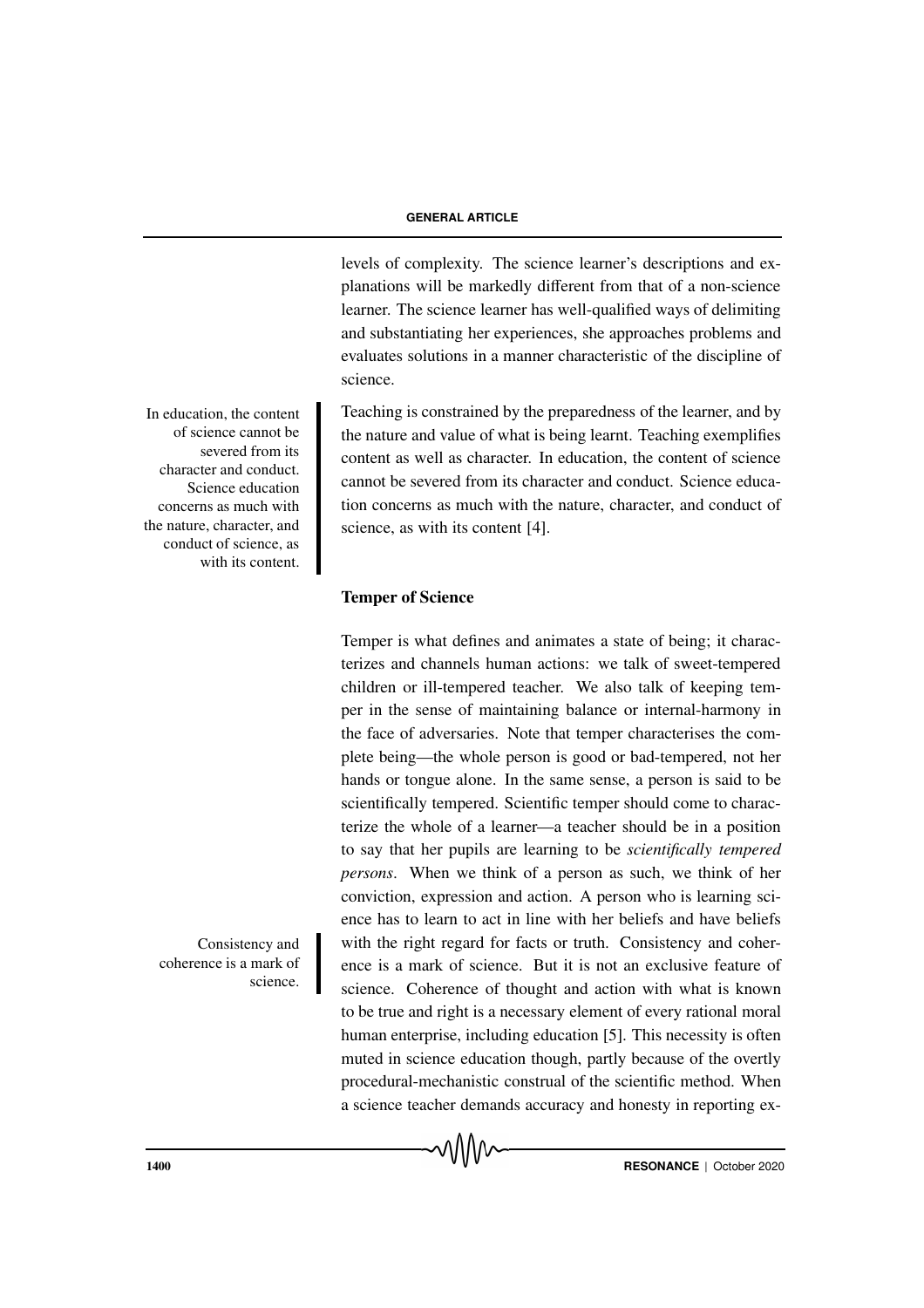levels of complexity. The science learner's descriptions and explanations will be markedly different from that of a non-science learner. The science learner has well-qualified ways of delimiting and substantiating her experiences, she approaches problems and evaluates solutions in a manner characteristic of the discipline of science.

In education, the content of science cannot be severed from its character and conduct. Science education concerns as much with the nature, character, and conduct of science, as with its content.

Teaching is constrained by the preparedness of the learner, and by the nature and value of what is being learnt. Teaching exemplifies content as well as character. In education, the content of science cannot be severed from its character and conduct. Science education concerns as much with the nature, character, and conduct of science, as with its content [4].

## Temper of Science

Temper is what defines and animates a state of being; it characterizes and channels human actions: we talk of sweet-tempered children or ill-tempered teacher. We also talk of keeping temper in the sense of maintaining balance or internal-harmony in the face of adversaries. Note that temper characterises the complete being—the whole person is good or bad-tempered, not her hands or tongue alone. In the same sense, a person is said to be scientifically tempered. Scientific temper should come to characterize the whole of a learner—a teacher should be in a position to say that her pupils are learning to be *scientifically tempered persons*. When we think of a person as such, we think of her conviction, expression and action. A person who is learning science has to learn to act in line with her beliefs and have beliefs with the right regard for facts or truth. Consistency and coherence is a mark of science. But it is not an exclusive feature of science. Coherence of thought and action with what is known to be true and right is a necessary element of every rational moral human enterprise, including education [5]. This necessity is often muted in science education though, partly because of the overtly procedural-mechanistic construal of the scientific method. When a science teacher demands accuracy and honesty in reporting ex-

Consistency and coherence is a mark of science.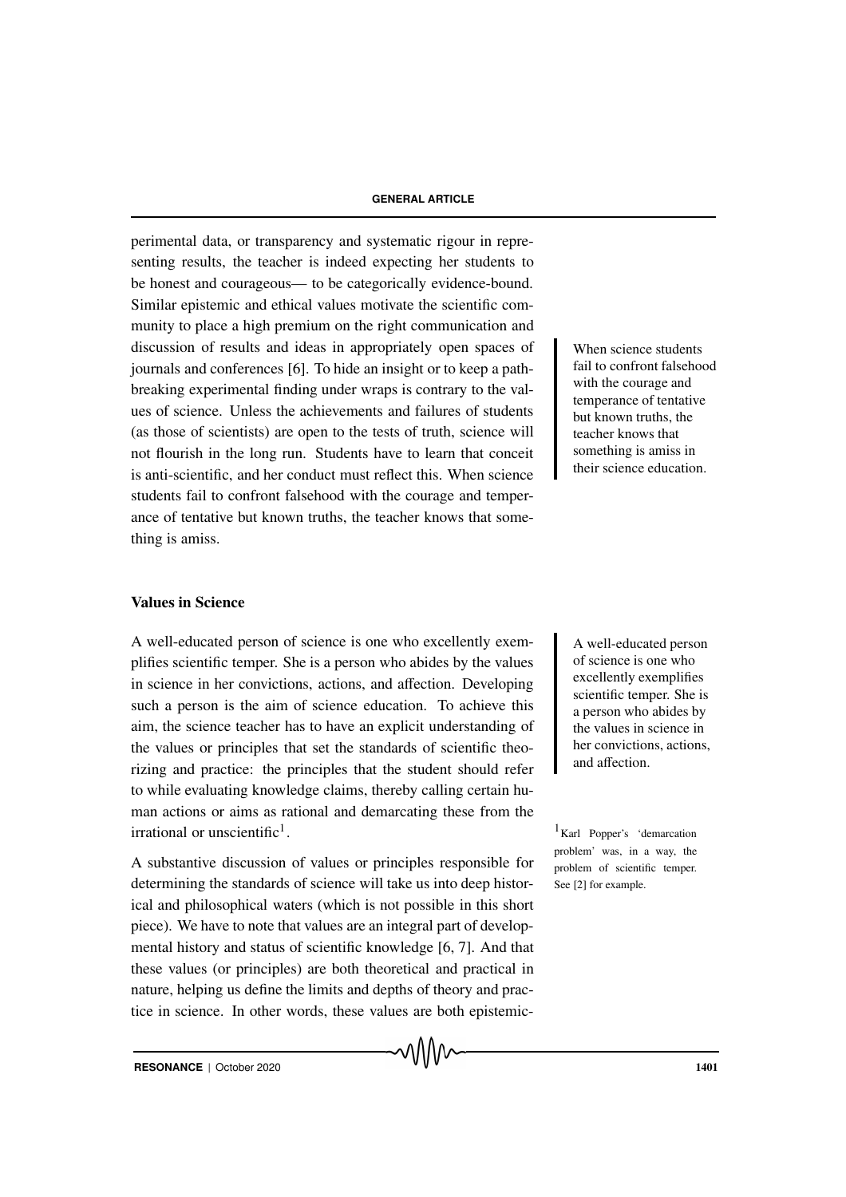perimental data, or transparency and systematic rigour in representing results, the teacher is indeed expecting her students to be honest and courageous— to be categorically evidence-bound. Similar epistemic and ethical values motivate the scientific community to place a high premium on the right communication and discussion of results and ideas in appropriately open spaces of journals and conferences [6]. To hide an insight or to keep a pathbreaking experimental finding under wraps is contrary to the values of science. Unless the achievements and failures of students (as those of scientists) are open to the tests of truth, science will not flourish in the long run. Students have to learn that conceit is anti-scientific, and her conduct must reflect this. When science students fail to confront falsehood with the courage and temperance of tentative but known truths, the teacher knows that something is amiss.

> When science students fail to confront falsehood with the courage and temperance of tentative but known truths, the teacher knows that something is amiss in their science education.

## Values in Science

A well-educated person of science is one who excellently exemplifies scientific temper. She is a person who abides by the values in science in her convictions, actions, and affection. Developing such a person is the aim of science education. To achieve this aim, the science teacher has to have an explicit understanding of the values or principles that set the standards of scientific theorizing and practice: the principles that the student should refer to while evaluating knowledge claims, thereby calling certain human actions or aims as rational and demarcating these from the irrational or unscientific[1].

> A well-educated person of science is one who excellently exemplifies scientific temper. She is a person who abides by the values in science in her convictions, actions, and affection.

[1] Karl Popper's 'demarcation problem' was, in a way, the problem of scientific temper. See [2] for example.

A substantive discussion of values or principles responsible for determining the standards of science will take us into deep historical and philosophical waters (which is not possible in this short piece). We have to note that values are an integral part of developmental history and status of scientific knowledge [6, 7]. And that these values (or principles) are both theoretical and practical in nature, helping us define the limits and depths of theory and practice in science. In other words, these values are both epistemic-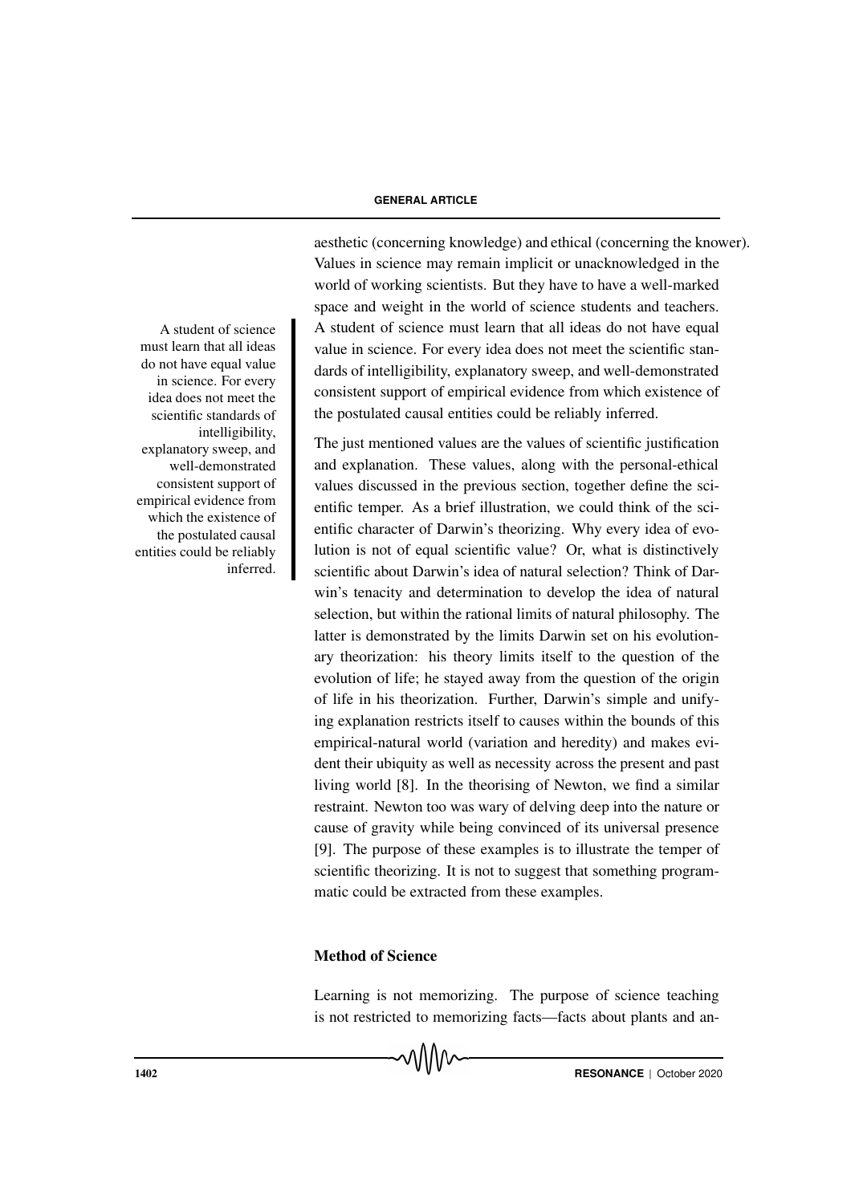aesthetic (concerning knowledge) and ethical (concerning the knower). Values in science may remain implicit or unacknowledged in the world of working scientists. But they have to have a well-marked space and weight in the world of science students and teachers. A student of science must learn that all ideas do not have equal value in science. For every idea does not meet the scientific standards of intelligibility, explanatory sweep, and well-demonstrated consistent support of empirical evidence from which existence of the postulated causal entities could be reliably inferred.

A student of science must learn that all ideas do not have equal value in science. For every idea does not meet the scientific standards of intelligibility, explanatory sweep, and well-demonstrated consistent support of empirical evidence from which the existence of the postulated causal entities could be reliably inferred.

The just mentioned values are the values of scientific justification and explanation. These values, along with the personal-ethical values discussed in the previous section, together define the scientific temper. As a brief illustration, we could think of the scientific character of Darwin's theorizing. Why every idea of evolution is not of equal scientific value? Or, what is distinctively scientific about Darwin's idea of natural selection? Think of Darwin's tenacity and determination to develop the idea of natural selection, but within the rational limits of natural philosophy. The latter is demonstrated by the limits Darwin set on his evolutionary theorization: his theory limits itself to the question of the evolution of life; he stayed away from the question of the origin of life in his theorization. Further, Darwin's simple and unifying explanation restricts itself to causes within the bounds of this empirical-natural world (variation and heredity) and makes evident their ubiquity as well as necessity across the present and past living world [8]. In the theorising of Newton, we find a similar restraint. Newton too was wary of delving deep into the nature or cause of gravity while being convinced of its universal presence [9]. The purpose of these examples is to illustrate the temper of scientific theorizing. It is not to suggest that something programmatic could be extracted from these examples.

### Method of Science

Learning is not memorizing. The purpose of science teaching is not restricted to memorizing facts—facts about plants and an-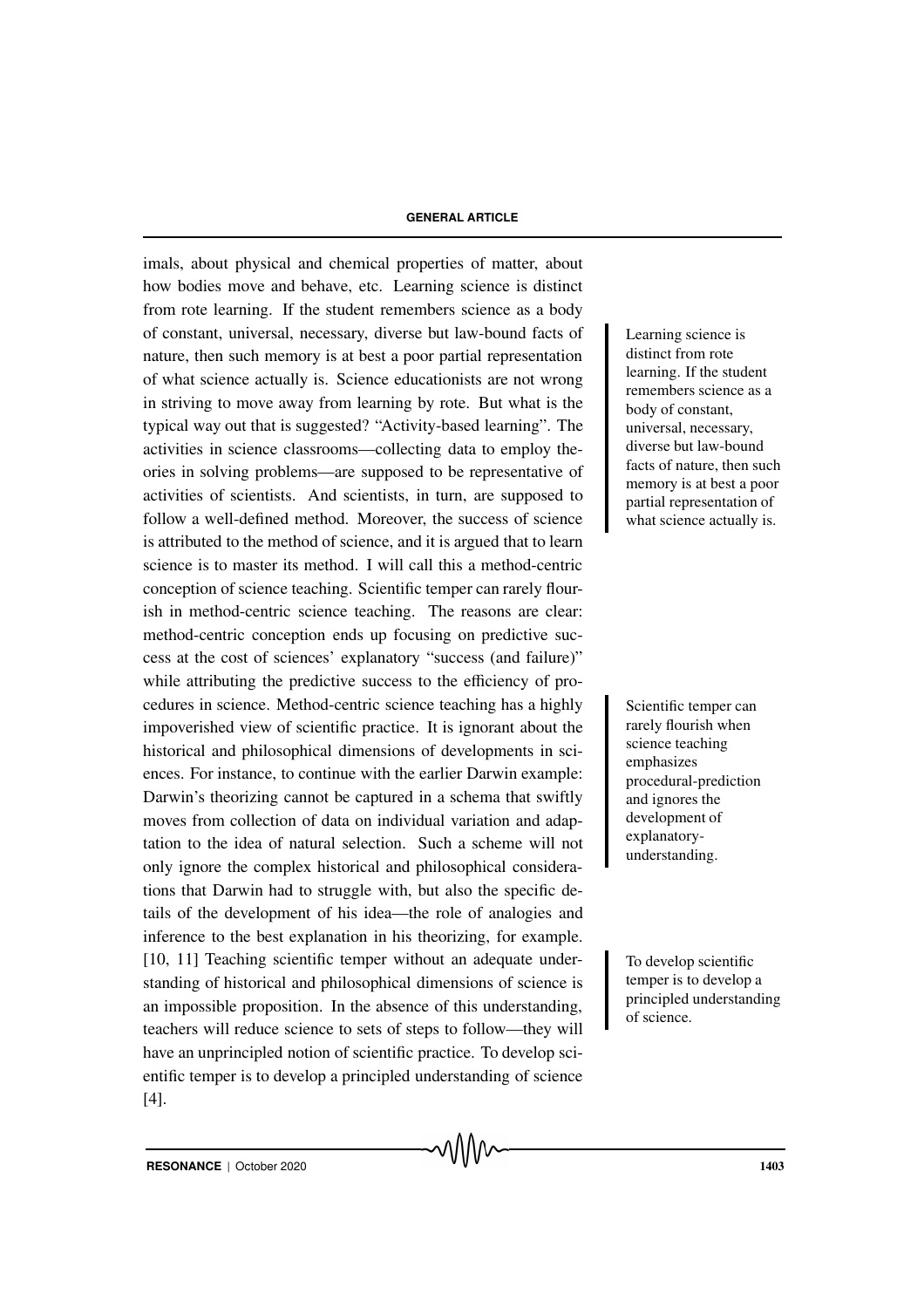imals, about physical and chemical properties of matter, about how bodies move and behave, etc. Learning science is distinct from rote learning. If the student remembers science as a body of constant, universal, necessary, diverse but law-bound facts of nature, then such memory is at best a poor partial representation of what science actually is. Science educationists are not wrong in striving to move away from learning by rote. But what is the typical way out that is suggested? "Activity-based learning". The activities in science classrooms—collecting data to employ theories in solving problems—are supposed to be representative of activities of scientists. And scientists, in turn, are supposed to follow a well-defined method. Moreover, the success of science is attributed to the method of science, and it is argued that to learn science is to master its method. I will call this a method-centric conception of science teaching. Scientific temper can rarely flourish in method-centric science teaching. The reasons are clear: method-centric conception ends up focusing on predictive success at the cost of sciences' explanatory "success (and failure)" while attributing the predictive success to the efficiency of procedures in science. Method-centric science teaching has a highly impoverished view of scientific practice. It is ignorant about the historical and philosophical dimensions of developments in sciences. For instance, to continue with the earlier Darwin example: Darwin's theorizing cannot be captured in a schema that swiftly moves from collection of data on individual variation and adaptation to the idea of natural selection. Such a scheme will not only ignore the complex historical and philosophical considerations that Darwin had to struggle with, but also the specific details of the development of his idea—the role of analogies and inference to the best explanation in his theorizing, for example. [10, 11] Teaching scientific temper without an adequate understanding of historical and philosophical dimensions of science is an impossible proposition. In the absence of this understanding, teachers will reduce science to sets of steps to follow—they will have an unprincipled notion of scientific practice. To develop scientific temper is to develop a principled understanding of science [4].

> Learning science is distinct from rote learning. If the student remembers science as a body of constant, universal, necessary, diverse but law-bound facts of nature, then such memory is at best a poor partial representation of what science actually is.

> Scientific temper can rarely flourish when science teaching emphasizes procedural-prediction and ignores the development of explanatory-understanding.

> To develop scientific temper is to develop a principled understanding of science.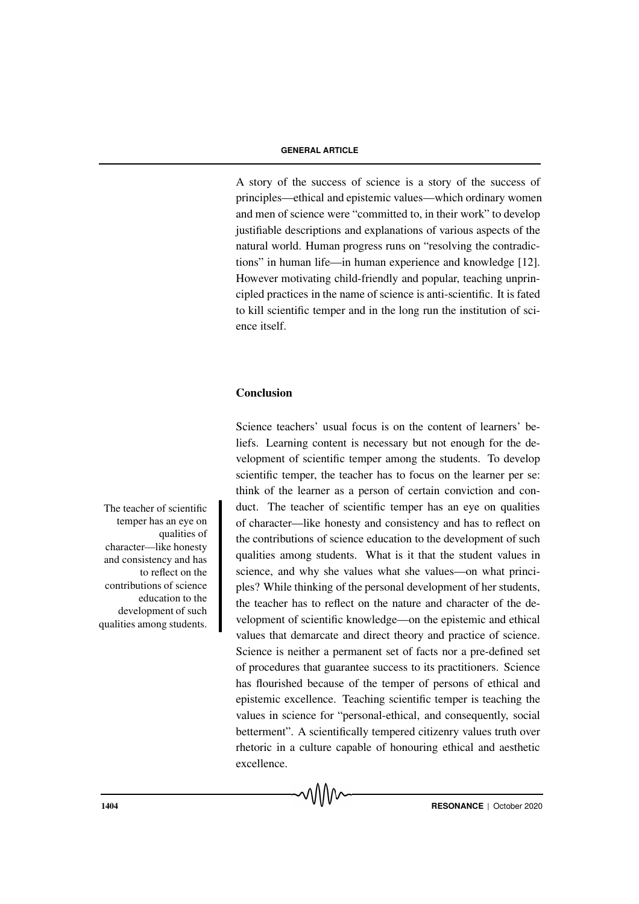A story of the success of science is a story of the success of principles—ethical and epistemic values—which ordinary women and men of science were "committed to, in their work" to develop justifiable descriptions and explanations of various aspects of the natural world. Human progress runs on "resolving the contradictions" in human life—in human experience and knowledge [12]. However motivating child-friendly and popular, teaching unprincipled practices in the name of science is anti-scientific. It is fated to kill scientific temper and in the long run the institution of science itself.

## Conclusion

Science teachers' usual focus is on the content of learners' beliefs. Learning content is necessary but not enough for the development of scientific temper among the students. To develop scientific temper, the teacher has to focus on the learner per se: think of the learner as a person of certain conviction and conduct. The teacher of scientific temper has an eye on qualities of character—like honesty and consistency and has to reflect on the contributions of science education to the development of such qualities among students. What is it that the student values in science, and why she values what she values—on what principles? While thinking of the personal development of her students, the teacher has to reflect on the nature and character of the development of scientific knowledge—on the epistemic and ethical values that demarcate and direct theory and practice of science. Science is neither a permanent set of facts nor a pre-defined set of procedures that guarantee success to its practitioners. Science has flourished because of the temper of persons of ethical and epistemic excellence. Teaching scientific temper is teaching the values in science for "personal-ethical, and consequently, social betterment". A scientifically tempered citizenry values truth over rhetoric in a culture capable of honouring ethical and aesthetic excellence.

> The teacher of scientific temper has an eye on qualities of character—like honesty and consistency and has to reflect on the contributions of science education to the development of such qualities among students.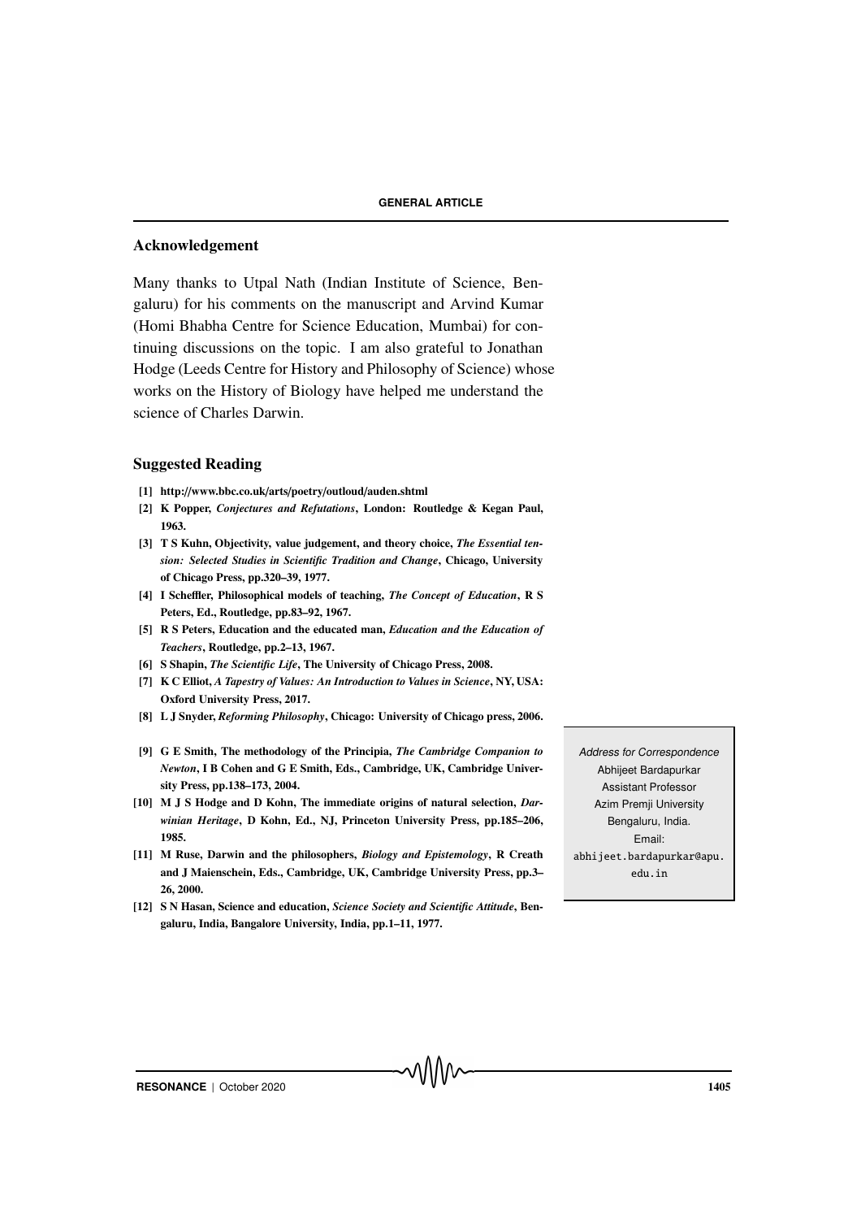## Acknowledgement

Many thanks to Utpal Nath (Indian Institute of Science, Bengaluru) for his comments on the manuscript and Arvind Kumar (Homi Bhabha Centre for Science Education, Mumbai) for continuing discussions on the topic. I am also grateful to Jonathan Hodge (Leeds Centre for History and Philosophy of Science) whose works on the History of Biology have helped me understand the science of Charles Darwin.

## Suggested Reading

**[1] http://www.bbc.co.uk/arts/poetry/outloud/auden.shtml**

**[2] K Popper, *Conjectures and Refutations*, London: Routledge & Kegan Paul, 1963.**

**[3] T S Kuhn, Objectivity, value judgement, and theory choice, *The Essential tension: Selected Studies in Scientific Tradition and Change*, Chicago, University of Chicago Press, pp.320–39, 1977.**

**[4] I Scheffler, Philosophical models of teaching, *The Concept of Education*, R S Peters, Ed., Routledge, pp.83–92, 1967.**

**[5] R S Peters, Education and the educated man, *Education and the Education of Teachers*, Routledge, pp.2–13, 1967.**

**[6] S Shapin, *The Scientific Life*, The University of Chicago Press, 2008.**

**[7] K C Elliot, *A Tapestry of Values: An Introduction to Values in Science*, NY, USA: Oxford University Press, 2017.**

**[8] L J Snyder, *Reforming Philosophy*, Chicago: University of Chicago press, 2006.**

**[9] G E Smith, The methodology of the Principia, *The Cambridge Companion to Newton*, I B Cohen and G E Smith, Eds., Cambridge, UK, Cambridge University Press, pp.138–173, 2004.**

**[10] M J S Hodge and D Kohn, The immediate origins of natural selection, *Darwinian Heritage*, D Kohn, Ed., NJ, Princeton University Press, pp.185–206, 1985.**

**[11] M Ruse, Darwin and the philosophers, *Biology and Epistemology*, R Creath and J Maienschein, Eds., Cambridge, UK, Cambridge University Press, pp.3–26, 2000.**

**[12] S N Hasan, Science and education, *Science Society and Scientific Attitude*, Bengaluru, India, Bangalore University, India, pp.1–11, 1977.**

*Address for Correspondence*
Abhijeet Bardapurkar
Assistant Professor
Azim Premji University
Bengaluru, India.
Email:
abhijeet.bardapurkar@apu.edu.in